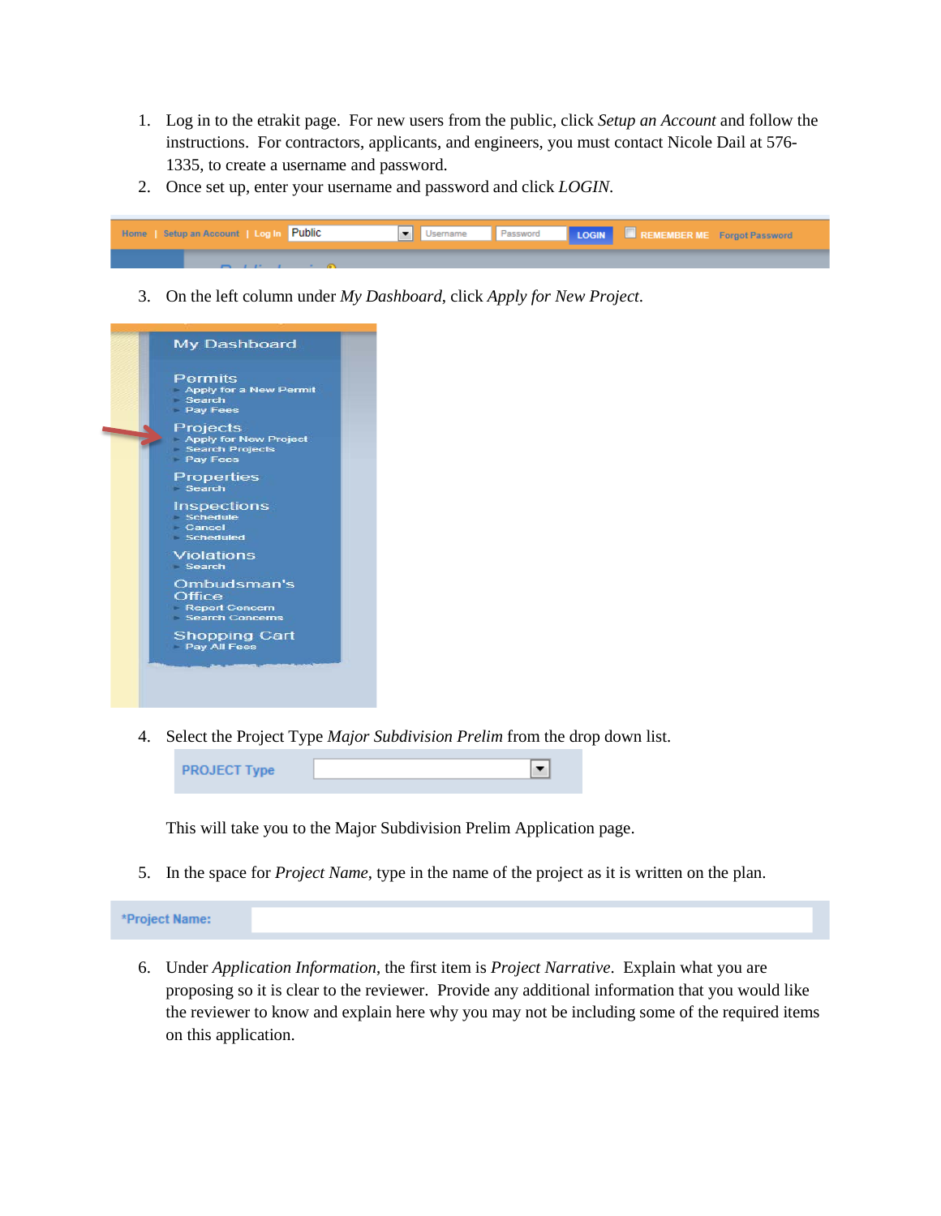1. Log in to the etrakit page. For new users from the public, click *Setup an Account* and follow the instructions. For contractors, applicants, and engineers, you must contact Nicole Dail at 576-1335, to create a username and password.
2. Once set up, enter your username and password and click *LOGIN*.

Home | Setup an Account | Log In Public Username Password LOGIN REMEMBER ME Forgot Password

3. On the left column under *My Dashboard*, click *Apply for New Project*.

My Dashboard

Permits
- Apply for a New Permit
- Search
- Pay Fees

Projects
- Apply for New Project
- Search Projects
- Pay Fees

Properties
- Search

Inspections
- Schedule
- Cancel
- Scheduled

Violations
- Search

Ombudsman's Office
- Report Concern
- Search Concerns

Shopping Cart
- Pay All Fees

4. Select the Project Type *Major Subdivision Prelim* from the drop down list.

   PROJECT Type

   This will take you to the Major Subdivision Prelim Application page.

5. In the space for *Project Name*, type in the name of the project as it is written on the plan.

*Project Name:

6. Under *Application Information*, the first item is *Project Narrative*. Explain what you are proposing so it is clear to the reviewer. Provide any additional information that you would like the reviewer to know and explain here why you may not be including some of the required items on this application.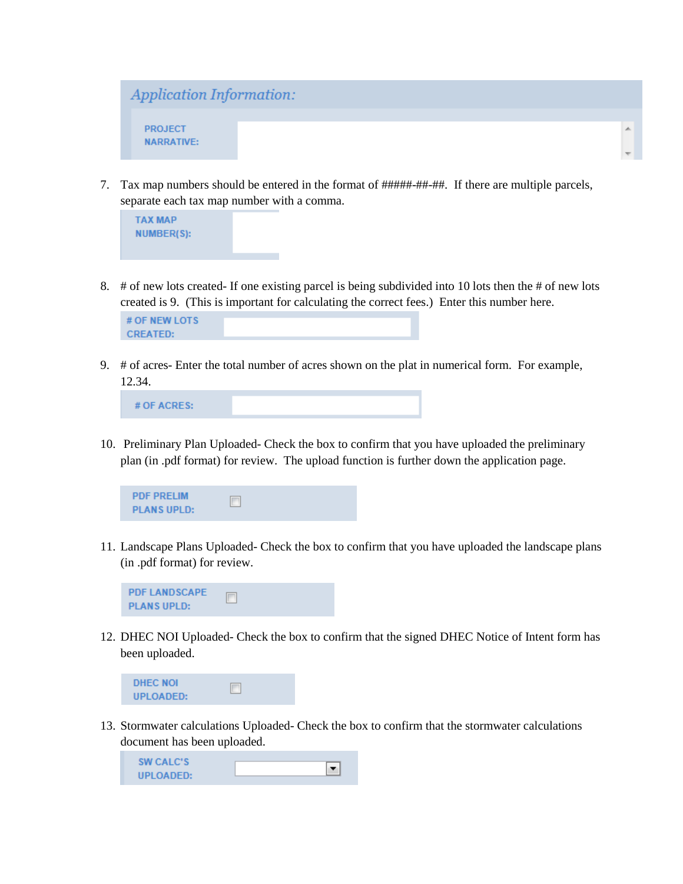*Application Information:*

PROJECT NARRATIVE:

7. Tax map numbers should be entered in the format of #####-##-##. If there are multiple parcels, separate each tax map number with a comma.

TAX MAP NUMBER(S):

8. # of new lots created- If one existing parcel is being subdivided into 10 lots then the # of new lots created is 9. (This is important for calculating the correct fees.) Enter this number here.

# OF NEW LOTS CREATED:

9. # of acres- Enter the total number of acres shown on the plat in numerical form. For example, 12.34.

# OF ACRES:

10. Preliminary Plan Uploaded- Check the box to confirm that you have uploaded the preliminary plan (in .pdf format) for review. The upload function is further down the application page.

PDF PRELIM PLANS UPLD:

11. Landscape Plans Uploaded- Check the box to confirm that you have uploaded the landscape plans (in .pdf format) for review.

PDF LANDSCAPE PLANS UPLD:

12. DHEC NOI Uploaded- Check the box to confirm that the signed DHEC Notice of Intent form has been uploaded.

DHEC NOI UPLOADED:

13. Stormwater calculations Uploaded- Check the box to confirm that the stormwater calculations document has been uploaded.

SW CALC'S UPLOADED: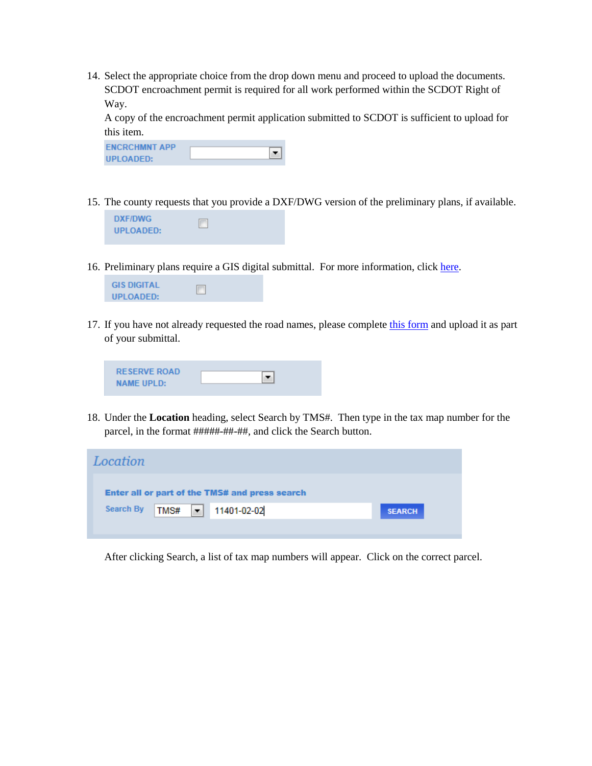14. Select the appropriate choice from the drop down menu and proceed to upload the documents. SCDOT encroachment permit is required for all work performed within the SCDOT Right of Way.
    A copy of the encroachment permit application submitted to SCDOT is sufficient to upload for this item.

    ENCRCHMNT APP UPLOADED:

15. The county requests that you provide a DXF/DWG version of the preliminary plans, if available.

    DXF/DWG UPLOADED:

16. Preliminary plans require a GIS digital submittal. For more information, click here.

    GIS DIGITAL UPLOADED:

17. If you have not already requested the road names, please complete this form and upload it as part of your submittal.

    RESERVE ROAD NAME UPLD:

18. Under the **Location** heading, select Search by TMS#. Then type in the tax map number for the parcel, in the format #####-##-##, and click the Search button.

    *Location*

    **Enter all or part of the TMS# and press search**

    Search By TMS# 11401-02-02 SEARCH

    After clicking Search, a list of tax map numbers will appear. Click on the correct parcel.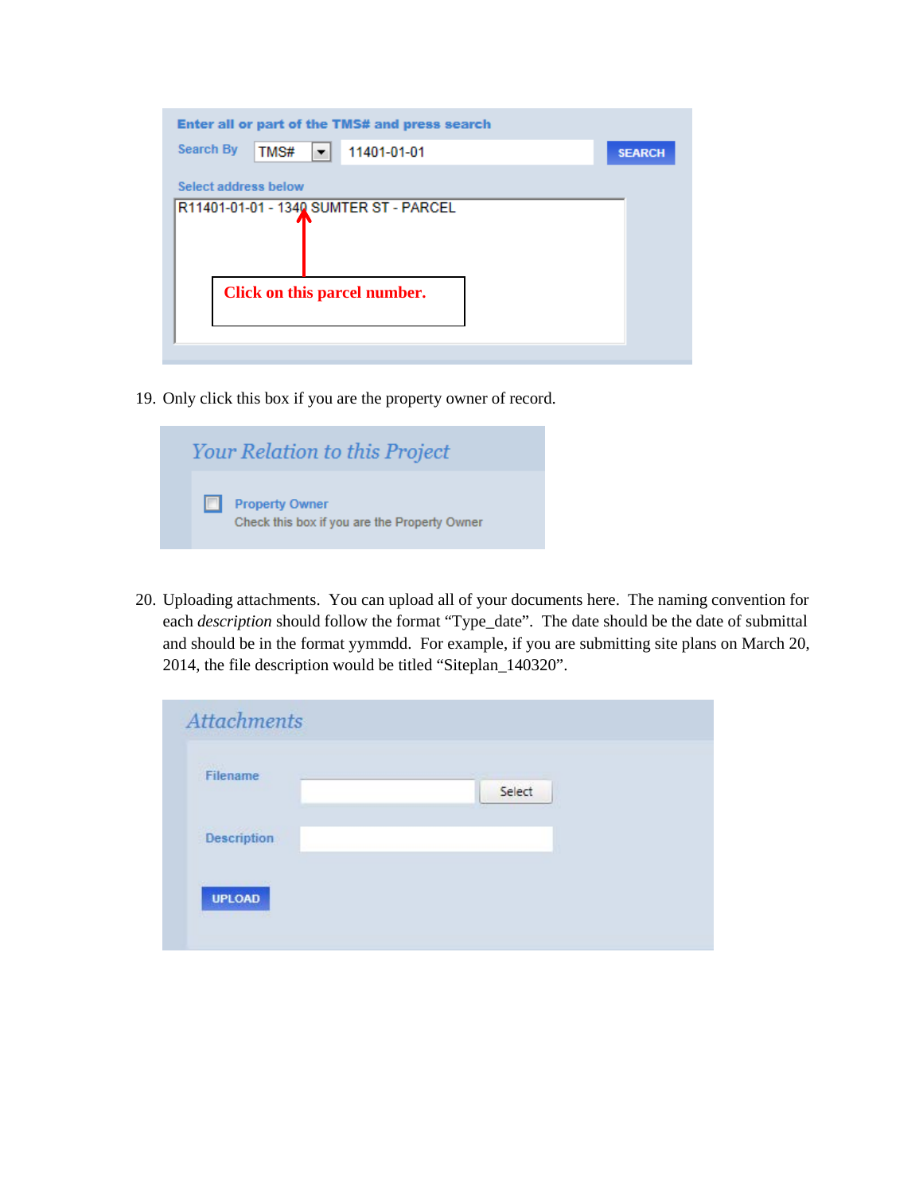Enter all or part of the TMS# and press search

Search By TMS# 11401-01-01 SEARCH

Select address below

R11401-01-01 - 1340 SUMTER ST - PARCEL

Click on this parcel number.

19. Only click this box if you are the property owner of record.

Your Relation to this Project

Property Owner
Check this box if you are the Property Owner

20. Uploading attachments. You can upload all of your documents here. The naming convention for each *description* should follow the format "Type_date". The date should be the date of submittal and should be in the format yymmdd. For example, if you are submitting site plans on March 20, 2014, the file description would be titled "Siteplan_140320".

Attachments

Filename Select

Description

UPLOAD